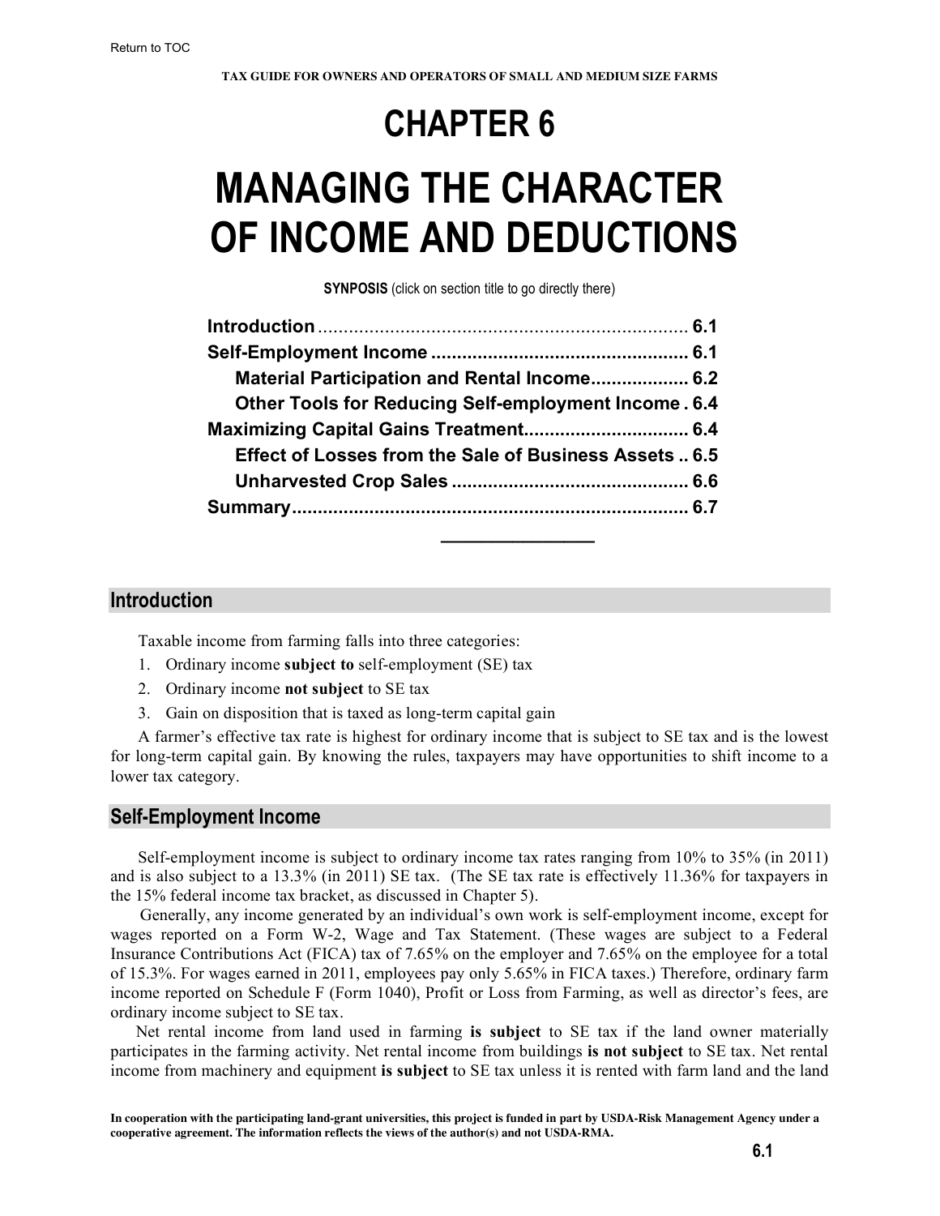Return to TOC

TAX GUIDE FOR OWNERS AND OPERATORS OF SMALL AND MEDIUM SIZE FARMS

# CHAPTER 6

# MANAGING THE CHARACTER OF INCOME AND DEDUCTIONS

**SYNPOSIS** (click on section title to go directly there)

| | |
|---|---|
| **Introduction** | **6.1** |
| **Self-Employment Income** | **6.1** |
| **Material Participation and Rental Income** | **6.2** |
| **Other Tools for Reducing Self-employment Income** | **6.4** |
| **Maximizing Capital Gains Treatment** | **6.4** |
| **Effect of Losses from the Sale of Business Assets** | **6.5** |
| **Unharvested Crop Sales** | **6.6** |
| **Summary** | **6.7** |

## Introduction

Taxable income from farming falls into three categories:

1. Ordinary income **subject to** self-employment (SE) tax
2. Ordinary income **not subject** to SE tax
3. Gain on disposition that is taxed as long-term capital gain

A farmer's effective tax rate is highest for ordinary income that is subject to SE tax and is the lowest for long-term capital gain. By knowing the rules, taxpayers may have opportunities to shift income to a lower tax category.

## Self-Employment Income

Self-employment income is subject to ordinary income tax rates ranging from 10% to 35% (in 2011) and is also subject to a 13.3% (in 2011) SE tax. (The SE tax rate is effectively 11.36% for taxpayers in the 15% federal income tax bracket, as discussed in Chapter 5).

Generally, any income generated by an individual's own work is self-employment income, except for wages reported on a Form W-2, Wage and Tax Statement. (These wages are subject to a Federal Insurance Contributions Act (FICA) tax of 7.65% on the employer and 7.65% on the employee for a total of 15.3%. For wages earned in 2011, employees pay only 5.65% in FICA taxes.) Therefore, ordinary farm income reported on Schedule F (Form 1040), Profit or Loss from Farming, as well as director's fees, are ordinary income subject to SE tax.

Net rental income from land used in farming **is subject** to SE tax if the land owner materially participates in the farming activity. Net rental income from buildings **is not subject** to SE tax. Net rental income from machinery and equipment **is subject** to SE tax unless it is rented with farm land and the land

**In cooperation with the participating land-grant universities, this project is funded in part by USDA-Risk Management Agency under a cooperative agreement. The information reflects the views of the author(s) and not USDA-RMA.**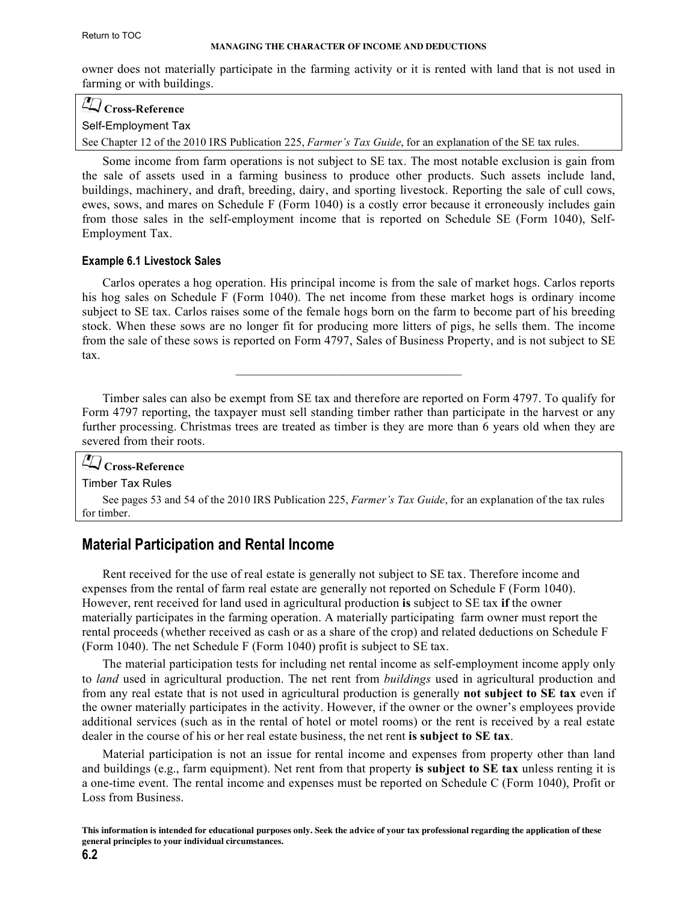owner does not materially participate in the farming activity or it is rented with land that is not used in farming or with buildings.

> **Cross-Reference**
>
> Self-Employment Tax
>
> See Chapter 12 of the 2010 IRS Publication 225, *Farmer's Tax Guide*, for an explanation of the SE tax rules.

Some income from farm operations is not subject to SE tax. The most notable exclusion is gain from the sale of assets used in a farming business to produce other products. Such assets include land, buildings, machinery, and draft, breeding, dairy, and sporting livestock. Reporting the sale of cull cows, ewes, sows, and mares on Schedule F (Form 1040) is a costly error because it erroneously includes gain from those sales in the self-employment income that is reported on Schedule SE (Form 1040), Self-Employment Tax.

#### Example 6.1 Livestock Sales

Carlos operates a hog operation. His principal income is from the sale of market hogs. Carlos reports his hog sales on Schedule F (Form 1040). The net income from these market hogs is ordinary income subject to SE tax. Carlos raises some of the female hogs born on the farm to become part of his breeding stock. When these sows are no longer fit for producing more litters of pigs, he sells them. The income from the sale of these sows is reported on Form 4797, Sales of Business Property, and is not subject to SE tax.

---

Timber sales can also be exempt from SE tax and therefore are reported on Form 4797. To qualify for Form 4797 reporting, the taxpayer must sell standing timber rather than participate in the harvest or any further processing. Christmas trees are treated as timber is they are more than 6 years old when they are severed from their roots.

> **Cross-Reference**
>
> Timber Tax Rules
>
> See pages 53 and 54 of the 2010 IRS Publication 225, *Farmer's Tax Guide*, for an explanation of the tax rules for timber.

## Material Participation and Rental Income

Rent received for the use of real estate is generally not subject to SE tax. Therefore income and expenses from the rental of farm real estate are generally not reported on Schedule F (Form 1040). However, rent received for land used in agricultural production **is** subject to SE tax **if** the owner materially participates in the farming operation. A materially participating farm owner must report the rental proceeds (whether received as cash or as a share of the crop) and related deductions on Schedule F (Form 1040). The net Schedule F (Form 1040) profit is subject to SE tax.

The material participation tests for including net rental income as self-employment income apply only to *land* used in agricultural production. The net rent from *buildings* used in agricultural production and from any real estate that is not used in agricultural production is generally **not subject to SE tax** even if the owner materially participates in the activity. However, if the owner or the owner's employees provide additional services (such as in the rental of hotel or motel rooms) or the rent is received by a real estate dealer in the course of his or her real estate business, the net rent **is subject to SE tax**.

Material participation is not an issue for rental income and expenses from property other than land and buildings (e.g., farm equipment). Net rent from that property **is subject to SE tax** unless renting it is a one-time event. The rental income and expenses must be reported on Schedule C (Form 1040), Profit or Loss from Business.

**This information is intended for educational purposes only. Seek the advice of your tax professional regarding the application of these general principles to your individual circumstances.**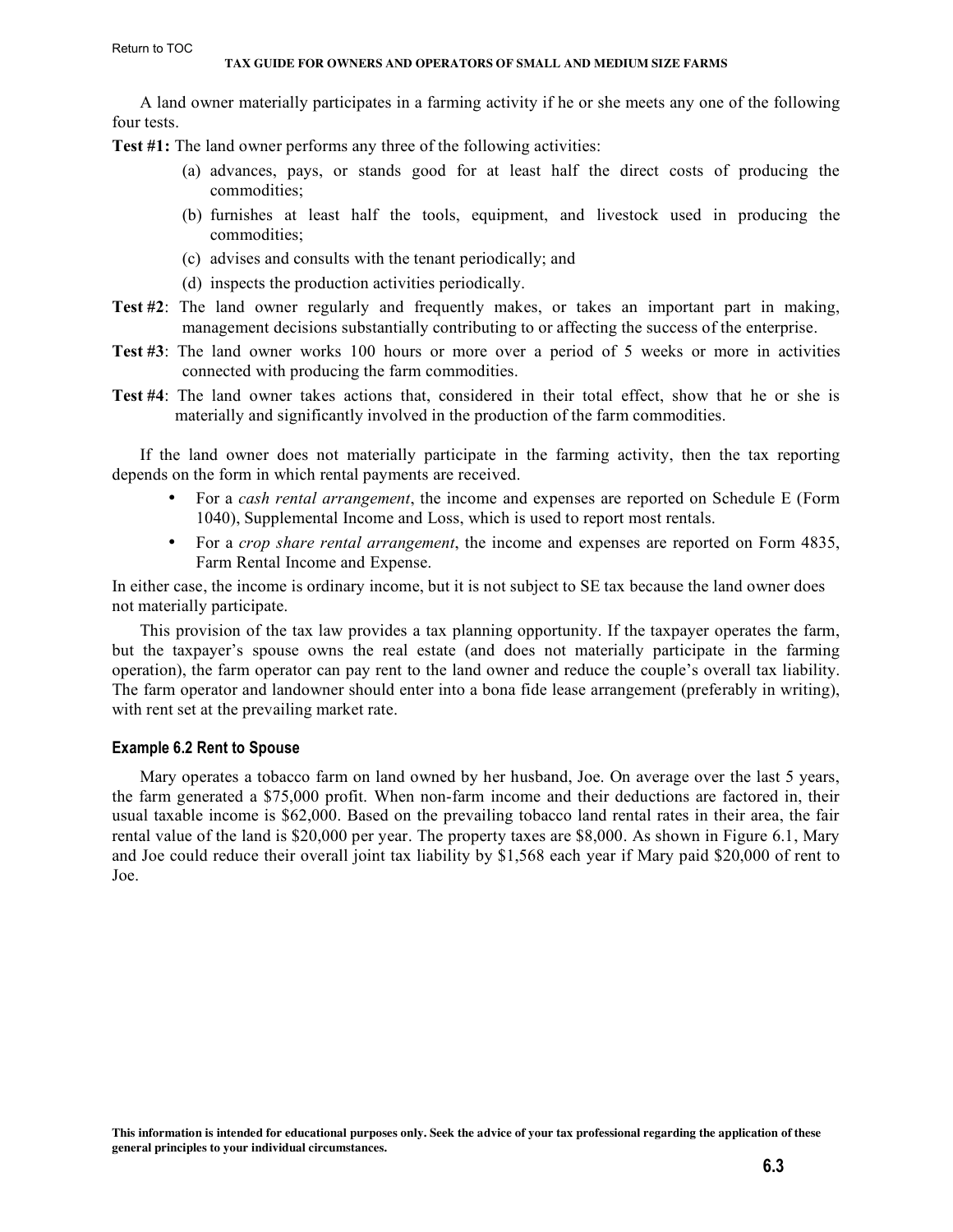A land owner materially participates in a farming activity if he or she meets any one of the following four tests.

**Test #1:** The land owner performs any three of the following activities:

- (a) advances, pays, or stands good for at least half the direct costs of producing the commodities;
- (b) furnishes at least half the tools, equipment, and livestock used in producing the commodities;
- (c) advises and consults with the tenant periodically; and
- (d) inspects the production activities periodically.

**Test #2**: The land owner regularly and frequently makes, or takes an important part in making, management decisions substantially contributing to or affecting the success of the enterprise.

**Test #3**: The land owner works 100 hours or more over a period of 5 weeks or more in activities connected with producing the farm commodities.

**Test #4**: The land owner takes actions that, considered in their total effect, show that he or she is materially and significantly involved in the production of the farm commodities.

If the land owner does not materially participate in the farming activity, then the tax reporting depends on the form in which rental payments are received.

- For a *cash rental arrangement*, the income and expenses are reported on Schedule E (Form 1040), Supplemental Income and Loss, which is used to report most rentals.
- For a *crop share rental arrangement*, the income and expenses are reported on Form 4835, Farm Rental Income and Expense.

In either case, the income is ordinary income, but it is not subject to SE tax because the land owner does not materially participate.

This provision of the tax law provides a tax planning opportunity. If the taxpayer operates the farm, but the taxpayer's spouse owns the real estate (and does not materially participate in the farming operation), the farm operator can pay rent to the land owner and reduce the couple's overall tax liability. The farm operator and landowner should enter into a bona fide lease arrangement (preferably in writing), with rent set at the prevailing market rate.

#### Example 6.2 Rent to Spouse

Mary operates a tobacco farm on land owned by her husband, Joe. On average over the last 5 years, the farm generated a $75,000 profit. When non-farm income and their deductions are factored in, their usual taxable income is $62,000. Based on the prevailing tobacco land rental rates in their area, the fair rental value of the land is $20,000 per year. The property taxes are $8,000. As shown in Figure 6.1, Mary and Joe could reduce their overall joint tax liability by $1,568 each year if Mary paid $20,000 of rent to Joe.

This information is intended for educational purposes only. Seek the advice of your tax professional regarding the application of these general principles to your individual circumstances.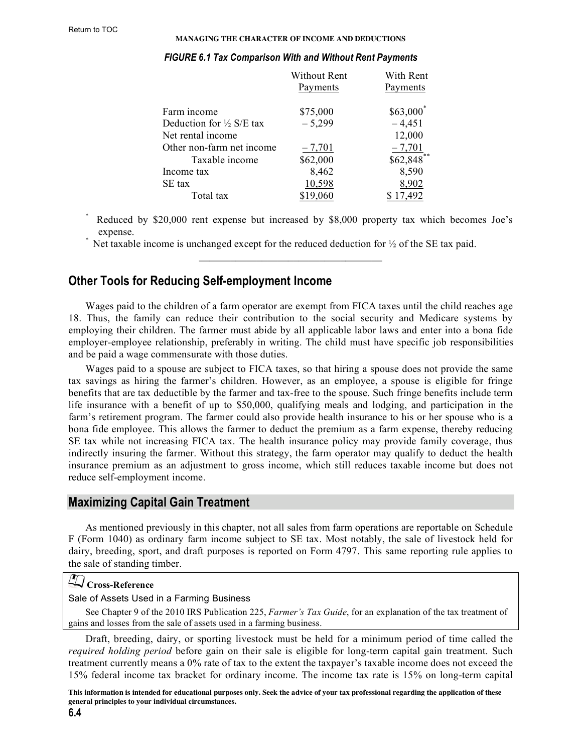*FIGURE 6.1 Tax Comparison With and Without Rent Payments*

| | Without Rent Payments | With Rent Payments |
|---|---|---|
| Farm income | $75,000 | $63,000* |
| Deduction for ½ S/E tax | – 5,299 | – 4,451 |
| Net rental income | | 12,000 |
| Other non-farm net income | – 7,701 | – 7,701 |
| Taxable income | $62,000 | $62,848** |
| Income tax | 8,462 | 8,590 |
| SE tax | 10,598 | 8,902 |
| Total tax | $19,060 | $ 17,492 |

* Reduced by $20,000 rent expense but increased by $8,000 property tax which becomes Joe's expense.

* Net taxable income is unchanged except for the reduced deduction for ½ of the SE tax paid.

---

## Other Tools for Reducing Self-employment Income

Wages paid to the children of a farm operator are exempt from FICA taxes until the child reaches age 18. Thus, the family can reduce their contribution to the social security and Medicare systems by employing their children. The farmer must abide by all applicable labor laws and enter into a bona fide employer-employee relationship, preferably in writing. The child must have specific job responsibilities and be paid a wage commensurate with those duties.

Wages paid to a spouse are subject to FICA taxes, so that hiring a spouse does not provide the same tax savings as hiring the farmer's children. However, as an employee, a spouse is eligible for fringe benefits that are tax deductible by the farmer and tax-free to the spouse. Such fringe benefits include term life insurance with a benefit of up to $50,000, qualifying meals and lodging, and participation in the farm's retirement program. The farmer could also provide health insurance to his or her spouse who is a bona fide employee. This allows the farmer to deduct the premium as a farm expense, thereby reducing SE tax while not increasing FICA tax. The health insurance policy may provide family coverage, thus indirectly insuring the farmer. Without this strategy, the farm operator may qualify to deduct the health insurance premium as an adjustment to gross income, which still reduces taxable income but does not reduce self-employment income.

## Maximizing Capital Gain Treatment

As mentioned previously in this chapter, not all sales from farm operations are reportable on Schedule F (Form 1040) as ordinary farm income subject to SE tax. Most notably, the sale of livestock held for dairy, breeding, sport, and draft purposes is reported on Form 4797. This same reporting rule applies to the sale of standing timber.

> **Cross-Reference**
>
> Sale of Assets Used in a Farming Business
>
> See Chapter 9 of the 2010 IRS Publication 225, *Farmer's Tax Guide*, for an explanation of the tax treatment of gains and losses from the sale of assets used in a farming business.

Draft, breeding, dairy, or sporting livestock must be held for a minimum period of time called the *required holding period* before gain on their sale is eligible for long-term capital gain treatment. Such treatment currently means a 0% rate of tax to the extent the taxpayer's taxable income does not exceed the 15% federal income tax bracket for ordinary income. The income tax rate is 15% on long-term capital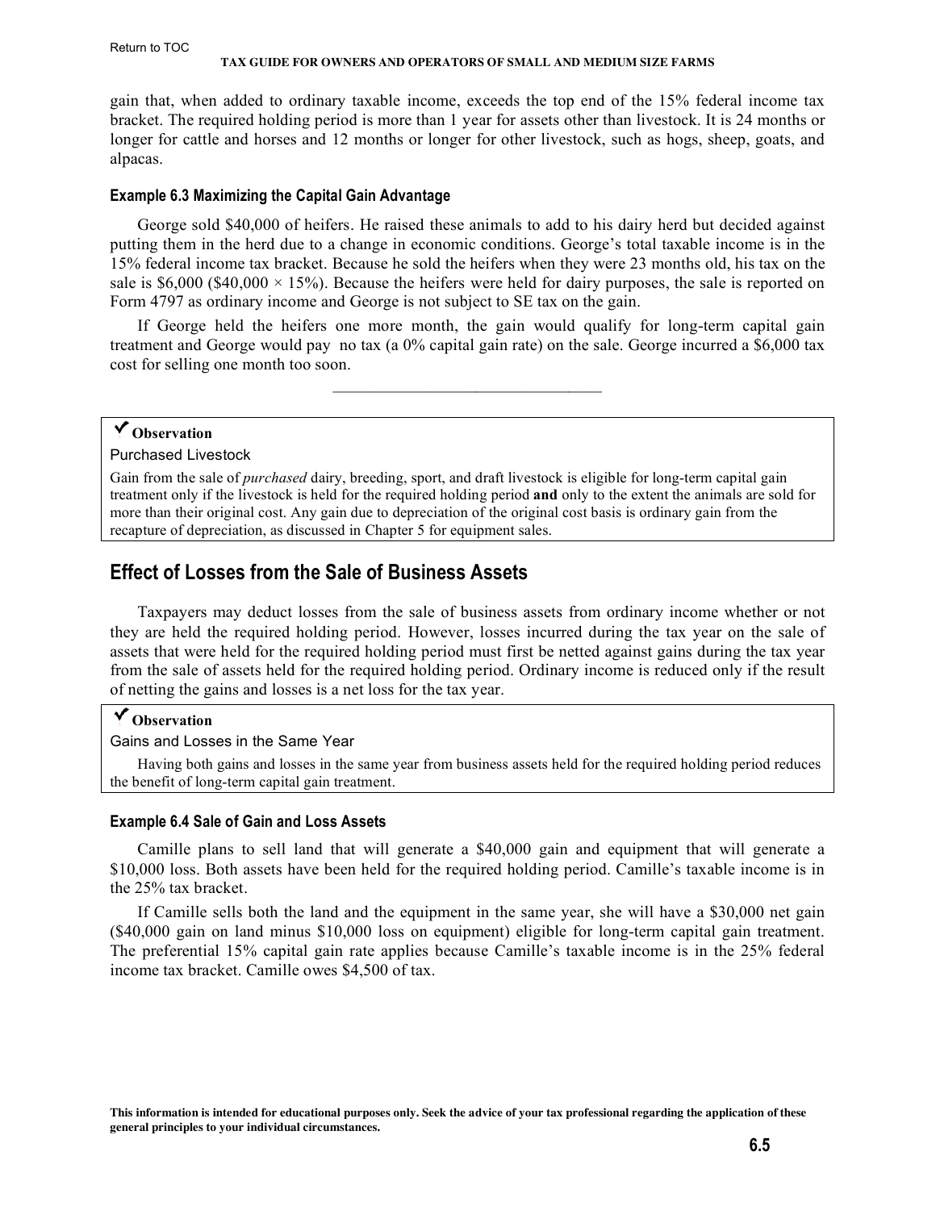gain that, when added to ordinary taxable income, exceeds the top end of the 15% federal income tax bracket. The required holding period is more than 1 year for assets other than livestock. It is 24 months or longer for cattle and horses and 12 months or longer for other livestock, such as hogs, sheep, goats, and alpacas.

#### Example 6.3 Maximizing the Capital Gain Advantage

George sold $40,000 of heifers. He raised these animals to add to his dairy herd but decided against putting them in the herd due to a change in economic conditions. George's total taxable income is in the 15% federal income tax bracket. Because he sold the heifers when they were 23 months old, his tax on the sale is $6,000 ($40,000 × 15%). Because the heifers were held for dairy purposes, the sale is reported on Form 4797 as ordinary income and George is not subject to SE tax on the gain.

If George held the heifers one more month, the gain would qualify for long-term capital gain treatment and George would pay no tax (a 0% capital gain rate) on the sale. George incurred a $6,000 tax cost for selling one month too soon.

---

> ✔ **Observation**
>
> Purchased Livestock
>
> Gain from the sale of *purchased* dairy, breeding, sport, and draft livestock is eligible for long-term capital gain treatment only if the livestock is held for the required holding period **and** only to the extent the animals are sold for more than their original cost. Any gain due to depreciation of the original cost basis is ordinary gain from the recapture of depreciation, as discussed in Chapter 5 for equipment sales.

## Effect of Losses from the Sale of Business Assets

Taxpayers may deduct losses from the sale of business assets from ordinary income whether or not they are held the required holding period. However, losses incurred during the tax year on the sale of assets that were held for the required holding period must first be netted against gains during the tax year from the sale of assets held for the required holding period. Ordinary income is reduced only if the result of netting the gains and losses is a net loss for the tax year.

> ✔ **Observation**
>
> Gains and Losses in the Same Year
>
> Having both gains and losses in the same year from business assets held for the required holding period reduces the benefit of long-term capital gain treatment.

#### Example 6.4 Sale of Gain and Loss Assets

Camille plans to sell land that will generate a $40,000 gain and equipment that will generate a $10,000 loss. Both assets have been held for the required holding period. Camille's taxable income is in the 25% tax bracket.

If Camille sells both the land and the equipment in the same year, she will have a $30,000 net gain ($40,000 gain on land minus $10,000 loss on equipment) eligible for long-term capital gain treatment. The preferential 15% capital gain rate applies because Camille's taxable income is in the 25% federal income tax bracket. Camille owes $4,500 of tax.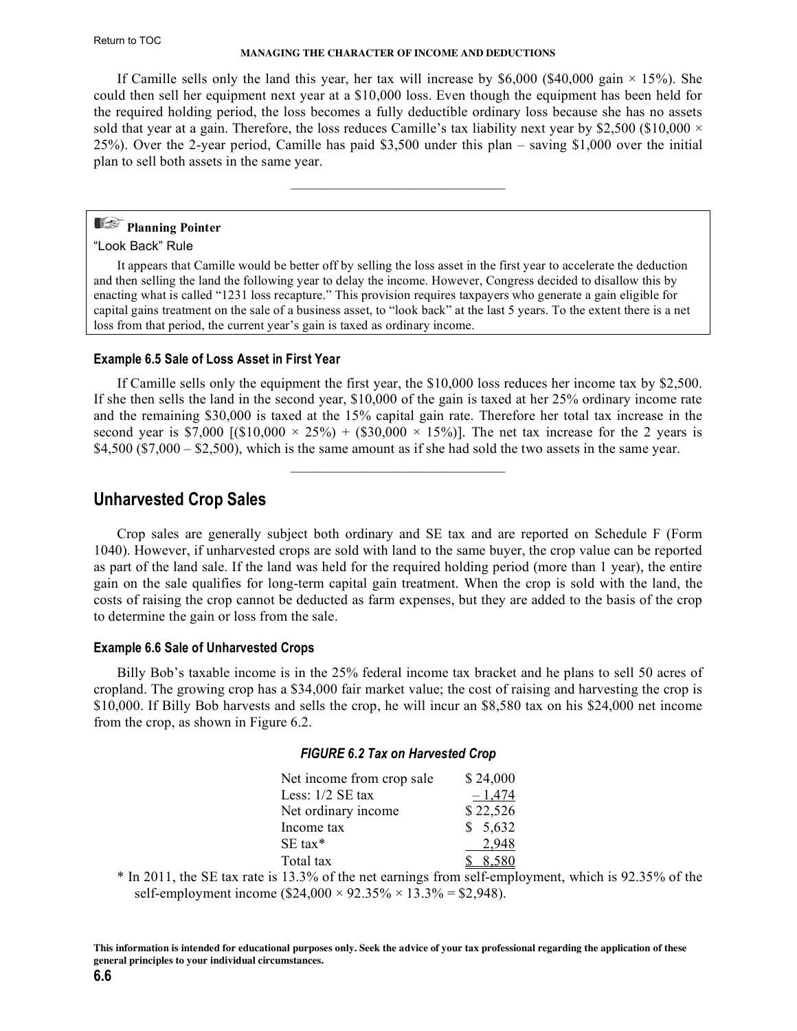If Camille sells only the land this year, her tax will increase by $6,000 ($40,000 gain × 15%). She could then sell her equipment next year at a $10,000 loss. Even though the equipment has been held for the required holding period, the loss becomes a fully deductible ordinary loss because she has no assets sold that year at a gain. Therefore, the loss reduces Camille's tax liability next year by $2,500 ($10,000 × 25%). Over the 2-year period, Camille has paid $3,500 under this plan – saving $1,000 over the initial plan to sell both assets in the same year.

---

> **Planning Pointer**
>
> "Look Back" Rule
>
> It appears that Camille would be better off by selling the loss asset in the first year to accelerate the deduction and then selling the land the following year to delay the income. However, Congress decided to disallow this by enacting what is called "1231 loss recapture." This provision requires taxpayers who generate a gain eligible for capital gains treatment on the sale of a business asset, to "look back" at the last 5 years. To the extent there is a net loss from that period, the current year's gain is taxed as ordinary income.

#### Example 6.5 Sale of Loss Asset in First Year

If Camille sells only the equipment the first year, the $10,000 loss reduces her income tax by $2,500. If she then sells the land in the second year, $10,000 of the gain is taxed at her 25% ordinary income rate and the remaining $30,000 is taxed at the 15% capital gain rate. Therefore her total tax increase in the second year is $7,000 [($10,000 × 25%) + ($30,000 × 15%)]. The net tax increase for the 2 years is $4,500 ($7,000 – $2,500), which is the same amount as if she had sold the two assets in the same year.

---

## Unharvested Crop Sales

Crop sales are generally subject both ordinary and SE tax and are reported on Schedule F (Form 1040). However, if unharvested crops are sold with land to the same buyer, the crop value can be reported as part of the land sale. If the land was held for the required holding period (more than 1 year), the entire gain on the sale qualifies for long-term capital gain treatment. When the crop is sold with the land, the costs of raising the crop cannot be deducted as farm expenses, but they are added to the basis of the crop to determine the gain or loss from the sale.

#### Example 6.6 Sale of Unharvested Crops

Billy Bob's taxable income is in the 25% federal income tax bracket and he plans to sell 50 acres of cropland. The growing crop has a $34,000 fair market value; the cost of raising and harvesting the crop is $10,000. If Billy Bob harvests and sells the crop, he will incur an $8,580 tax on his $24,000 net income from the crop, as shown in Figure 6.2.

***FIGURE 6.2 Tax on Harvested Crop***

| | |
|---|---|
| Net income from crop sale | $ 24,000 |
| Less: 1/2 SE tax | – 1,474 |
| Net ordinary income | $ 22,526 |
| Income tax | $ 5,632 |
| SE tax* | 2,948 |
| Total tax | $ 8,580 |

\* In 2011, the SE tax rate is 13.3% of the net earnings from self-employment, which is 92.35% of the self-employment income ($24,000 × 92.35% × 13.3% = $2,948).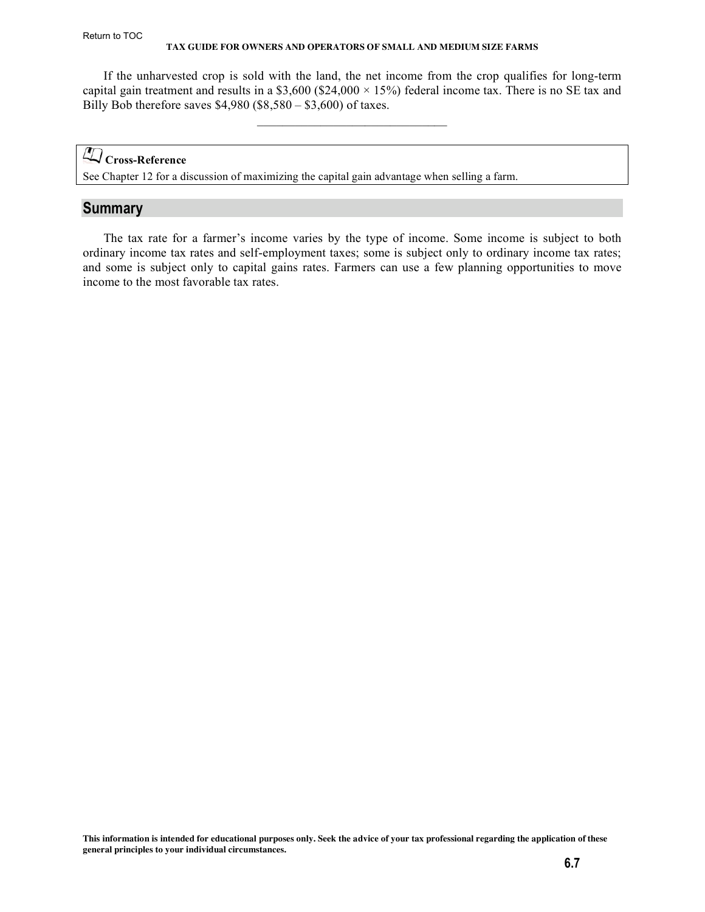If the unharvested crop is sold with the land, the net income from the crop qualifies for long-term capital gain treatment and results in a $3,600 ($24,000 × 15%) federal income tax. There is no SE tax and Billy Bob therefore saves $4,980 ($8,580 – $3,600) of taxes.

---

**Cross-Reference**

See Chapter 12 for a discussion of maximizing the capital gain advantage when selling a farm.

## Summary

The tax rate for a farmer's income varies by the type of income. Some income is subject to both ordinary income tax rates and self-employment taxes; some is subject only to ordinary income tax rates; and some is subject only to capital gains rates. Farmers can use a few planning opportunities to move income to the most favorable tax rates.

**This information is intended for educational purposes only. Seek the advice of your tax professional regarding the application of these general principles to your individual circumstances.**